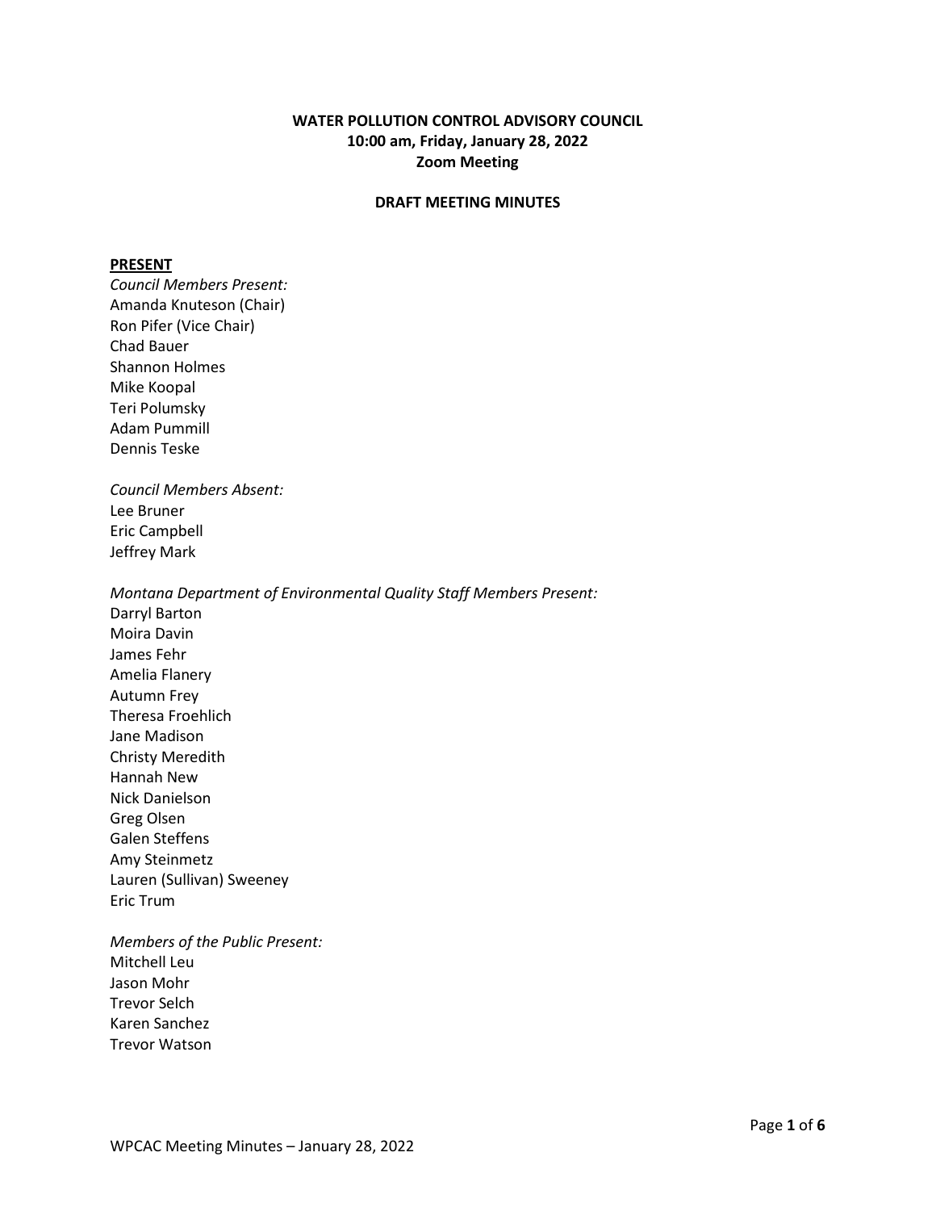# WATER POLLUTION CONTROL ADVISORY COUNCIL
## 10:00 am, Friday, January 28, 2022
## Zoom Meeting

### DRAFT MEETING MINUTES

**PRESENT**

*Council Members Present:*
Amanda Knuteson (Chair)
Ron Pifer (Vice Chair)
Chad Bauer
Shannon Holmes
Mike Koopal
Teri Polumsky
Adam Pummill
Dennis Teske

*Council Members Absent:*
Lee Bruner
Eric Campbell
Jeffrey Mark

*Montana Department of Environmental Quality Staff Members Present:*
Darryl Barton
Moira Davin
James Fehr
Amelia Flanery
Autumn Frey
Theresa Froehlich
Jane Madison
Christy Meredith
Hannah New
Nick Danielson
Greg Olsen
Galen Steffens
Amy Steinmetz
Lauren (Sullivan) Sweeney
Eric Trum

*Members of the Public Present:*
Mitchell Leu
Jason Mohr
Trevor Selch
Karen Sanchez
Trevor Watson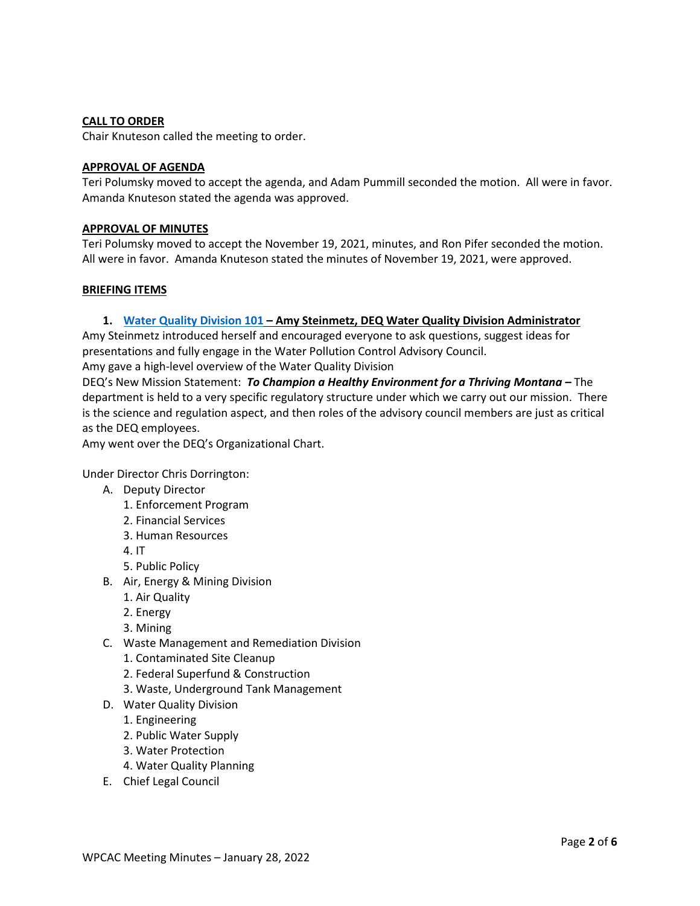**CALL TO ORDER**

Chair Knuteson called the meeting to order.

**APPROVAL OF AGENDA**

Teri Polumsky moved to accept the agenda, and Adam Pummill seconded the motion. All were in favor. Amanda Knuteson stated the agenda was approved.

**APPROVAL OF MINUTES**

Teri Polumsky moved to accept the November 19, 2021, minutes, and Ron Pifer seconded the motion. All were in favor. Amanda Knuteson stated the minutes of November 19, 2021, were approved.

**BRIEFING ITEMS**

1. **Water Quality Division 101 – Amy Steinmetz, DEQ Water Quality Division Administrator**

Amy Steinmetz introduced herself and encouraged everyone to ask questions, suggest ideas for presentations and fully engage in the Water Pollution Control Advisory Council.

Amy gave a high-level overview of the Water Quality Division

DEQ's New Mission Statement: ***To Champion a Healthy Environment for a Thriving Montana*** **–** The department is held to a very specific regulatory structure under which we carry out our mission. There is the science and regulation aspect, and then roles of the advisory council members are just as critical as the DEQ employees.

Amy went over the DEQ's Organizational Chart.

Under Director Chris Dorrington:

A. Deputy Director
   1. Enforcement Program
   2. Financial Services
   3. Human Resources
   4. IT
   5. Public Policy
B. Air, Energy & Mining Division
   1. Air Quality
   2. Energy
   3. Mining
C. Waste Management and Remediation Division
   1. Contaminated Site Cleanup
   2. Federal Superfund & Construction
   3. Waste, Underground Tank Management
D. Water Quality Division
   1. Engineering
   2. Public Water Supply
   3. Water Protection
   4. Water Quality Planning
E. Chief Legal Council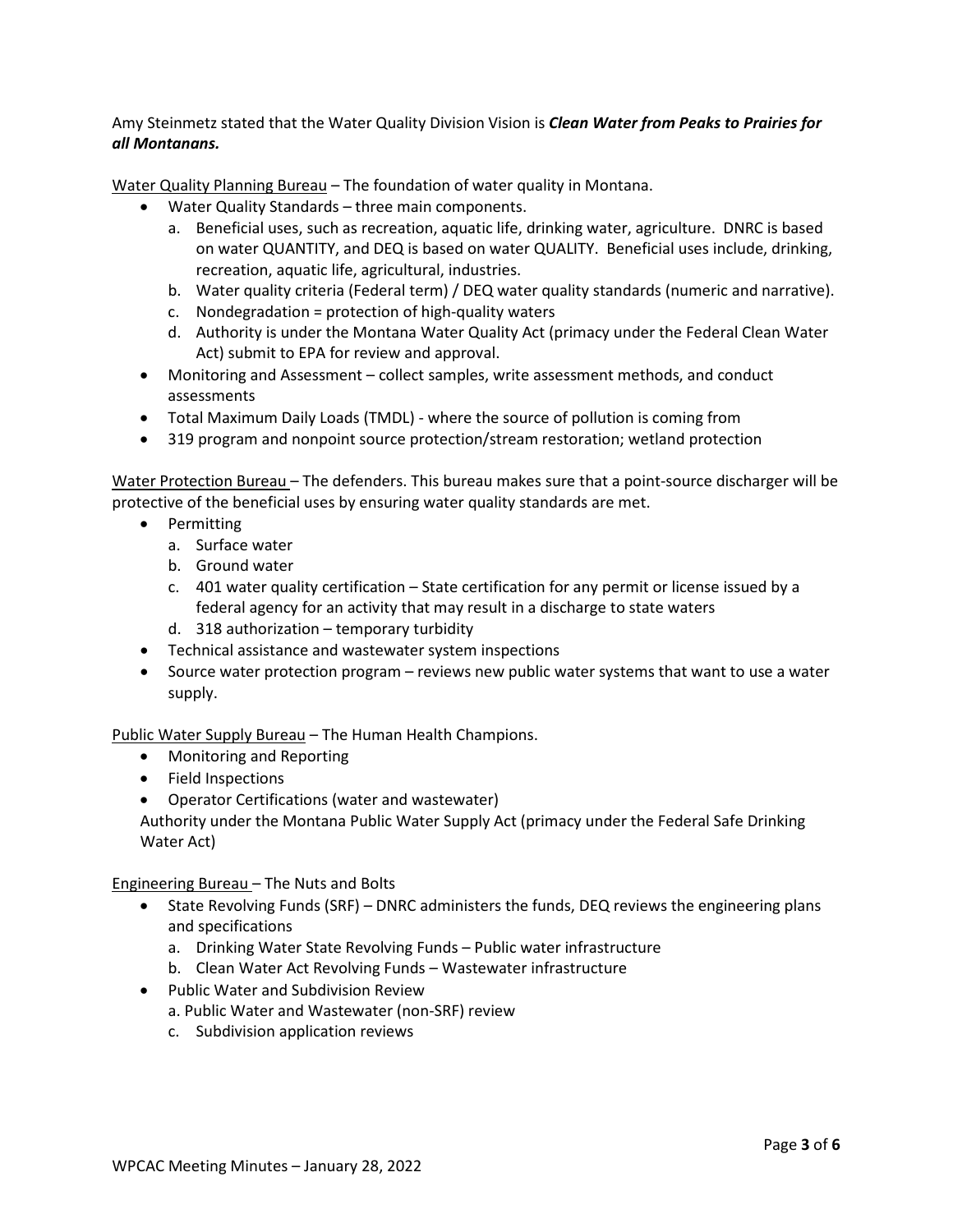Amy Steinmetz stated that the Water Quality Division Vision is ***Clean Water from Peaks to Prairies for all Montanans.***

<u>Water Quality Planning Bureau</u> – The foundation of water quality in Montana.

- Water Quality Standards – three main components.
  a. Beneficial uses, such as recreation, aquatic life, drinking water, agriculture. DNRC is based on water QUANTITY, and DEQ is based on water QUALITY. Beneficial uses include, drinking, recreation, aquatic life, agricultural, industries.
  b. Water quality criteria (Federal term) / DEQ water quality standards (numeric and narrative).
  c. Nondegradation = protection of high-quality waters
  d. Authority is under the Montana Water Quality Act (primacy under the Federal Clean Water Act) submit to EPA for review and approval.
- Monitoring and Assessment – collect samples, write assessment methods, and conduct assessments
- Total Maximum Daily Loads (TMDL) - where the source of pollution is coming from
- 319 program and nonpoint source protection/stream restoration; wetland protection

<u>Water Protection Bureau</u> – The defenders. This bureau makes sure that a point-source discharger will be protective of the beneficial uses by ensuring water quality standards are met.

- Permitting
  a. Surface water
  b. Ground water
  c. 401 water quality certification – State certification for any permit or license issued by a federal agency for an activity that may result in a discharge to state waters
  d. 318 authorization – temporary turbidity
- Technical assistance and wastewater system inspections
- Source water protection program – reviews new public water systems that want to use a water supply.

<u>Public Water Supply Bureau</u> – The Human Health Champions.

- Monitoring and Reporting
- Field Inspections
- Operator Certifications (water and wastewater)

Authority under the Montana Public Water Supply Act (primacy under the Federal Safe Drinking Water Act)

<u>Engineering Bureau</u> – The Nuts and Bolts

- State Revolving Funds (SRF) – DNRC administers the funds, DEQ reviews the engineering plans and specifications
  a. Drinking Water State Revolving Funds – Public water infrastructure
  b. Clean Water Act Revolving Funds – Wastewater infrastructure
- Public Water and Subdivision Review
  a. Public Water and Wastewater (non-SRF) review
  c. Subdivision application reviews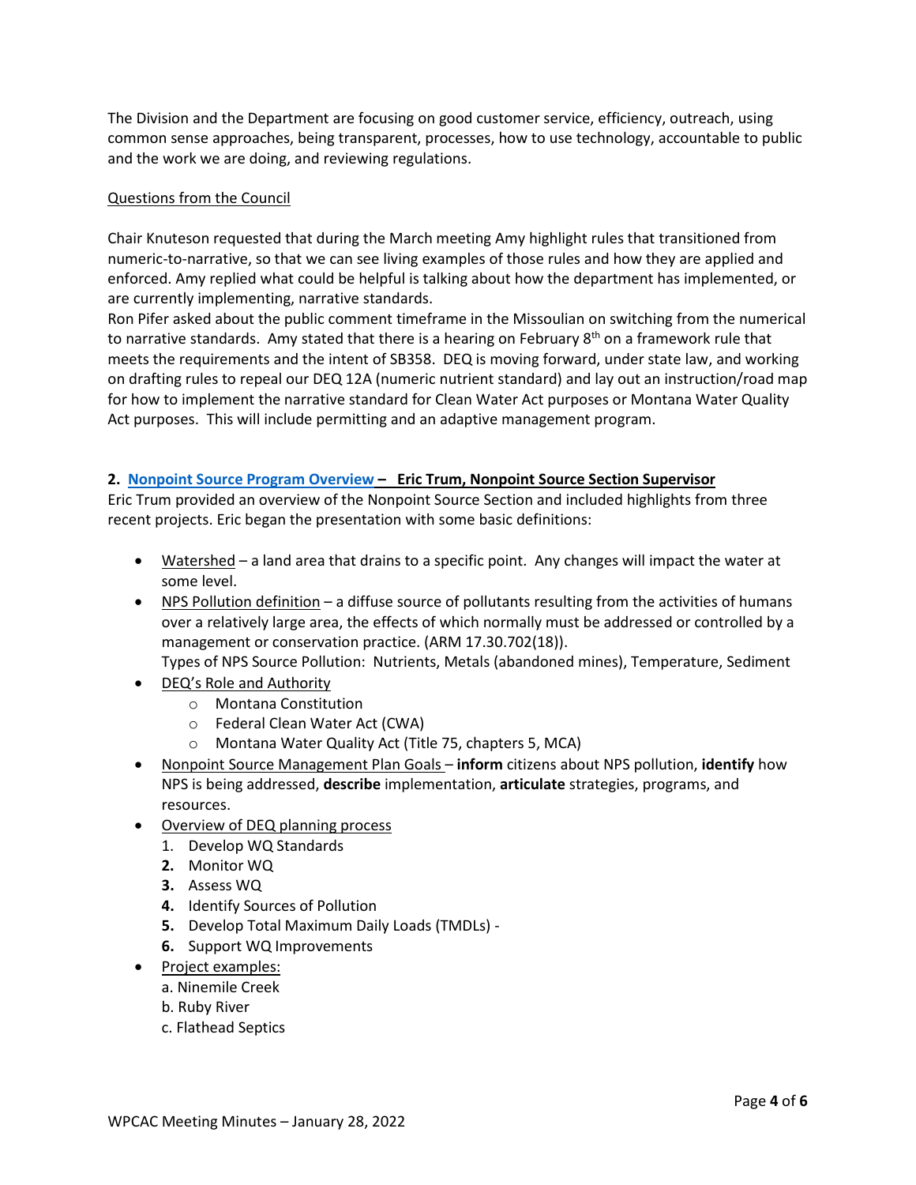The Division and the Department are focusing on good customer service, efficiency, outreach, using common sense approaches, being transparent, processes, how to use technology, accountable to public and the work we are doing, and reviewing regulations.

Questions from the Council

Chair Knuteson requested that during the March meeting Amy highlight rules that transitioned from numeric-to-narrative, so that we can see living examples of those rules and how they are applied and enforced. Amy replied what could be helpful is talking about how the department has implemented, or are currently implementing, narrative standards.

Ron Pifer asked about the public comment timeframe in the Missoulian on switching from the numerical to narrative standards. Amy stated that there is a hearing on February 8th on a framework rule that meets the requirements and the intent of SB358. DEQ is moving forward, under state law, and working on drafting rules to repeal our DEQ 12A (numeric nutrient standard) and lay out an instruction/road map for how to implement the narrative standard for Clean Water Act purposes or Montana Water Quality Act purposes. This will include permitting and an adaptive management program.

**2. Nonpoint Source Program Overview – Eric Trum, Nonpoint Source Section Supervisor**

Eric Trum provided an overview of the Nonpoint Source Section and included highlights from three recent projects. Eric began the presentation with some basic definitions:

- Watershed – a land area that drains to a specific point. Any changes will impact the water at some level.
- NPS Pollution definition – a diffuse source of pollutants resulting from the activities of humans over a relatively large area, the effects of which normally must be addressed or controlled by a management or conservation practice. (ARM 17.30.702(18)).
  Types of NPS Source Pollution: Nutrients, Metals (abandoned mines), Temperature, Sediment
- DEQ's Role and Authority
  - Montana Constitution
  - Federal Clean Water Act (CWA)
  - Montana Water Quality Act (Title 75, chapters 5, MCA)
- Nonpoint Source Management Plan Goals – **inform** citizens about NPS pollution, **identify** how NPS is being addressed, **describe** implementation, **articulate** strategies, programs, and resources.
- Overview of DEQ planning process
  1. Develop WQ Standards
  2. Monitor WQ
  3. Assess WQ
  4. Identify Sources of Pollution
  5. Develop Total Maximum Daily Loads (TMDLs) -
  6. Support WQ Improvements
- Project examples:
  a. Ninemile Creek
  b. Ruby River
  c. Flathead Septics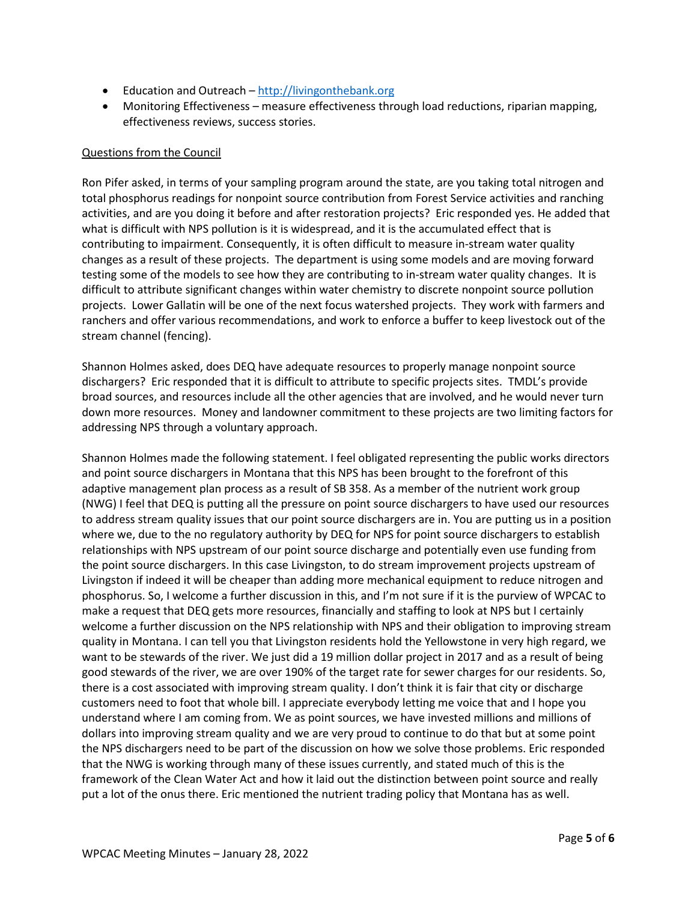- Education and Outreach – http://livingonthebank.org
- Monitoring Effectiveness – measure effectiveness through load reductions, riparian mapping, effectiveness reviews, success stories.

<u>Questions from the Council</u>

Ron Pifer asked, in terms of your sampling program around the state, are you taking total nitrogen and total phosphorus readings for nonpoint source contribution from Forest Service activities and ranching activities, and are you doing it before and after restoration projects? Eric responded yes. He added that what is difficult with NPS pollution is it is widespread, and it is the accumulated effect that is contributing to impairment. Consequently, it is often difficult to measure in-stream water quality changes as a result of these projects. The department is using some models and are moving forward testing some of the models to see how they are contributing to in-stream water quality changes. It is difficult to attribute significant changes within water chemistry to discrete nonpoint source pollution projects. Lower Gallatin will be one of the next focus watershed projects. They work with farmers and ranchers and offer various recommendations, and work to enforce a buffer to keep livestock out of the stream channel (fencing).

Shannon Holmes asked, does DEQ have adequate resources to properly manage nonpoint source dischargers? Eric responded that it is difficult to attribute to specific projects sites. TMDL's provide broad sources, and resources include all the other agencies that are involved, and he would never turn down more resources. Money and landowner commitment to these projects are two limiting factors for addressing NPS through a voluntary approach.

Shannon Holmes made the following statement. I feel obligated representing the public works directors and point source dischargers in Montana that this NPS has been brought to the forefront of this adaptive management plan process as a result of SB 358. As a member of the nutrient work group (NWG) I feel that DEQ is putting all the pressure on point source dischargers to have used our resources to address stream quality issues that our point source dischargers are in. You are putting us in a position where we, due to the no regulatory authority by DEQ for NPS for point source dischargers to establish relationships with NPS upstream of our point source discharge and potentially even use funding from the point source dischargers. In this case Livingston, to do stream improvement projects upstream of Livingston if indeed it will be cheaper than adding more mechanical equipment to reduce nitrogen and phosphorus. So, I welcome a further discussion in this, and I'm not sure if it is the purview of WPCAC to make a request that DEQ gets more resources, financially and staffing to look at NPS but I certainly welcome a further discussion on the NPS relationship with NPS and their obligation to improving stream quality in Montana. I can tell you that Livingston residents hold the Yellowstone in very high regard, we want to be stewards of the river. We just did a 19 million dollar project in 2017 and as a result of being good stewards of the river, we are over 190% of the target rate for sewer charges for our residents. So, there is a cost associated with improving stream quality. I don't think it is fair that city or discharge customers need to foot that whole bill. I appreciate everybody letting me voice that and I hope you understand where I am coming from. We as point sources, we have invested millions and millions of dollars into improving stream quality and we are very proud to continue to do that but at some point the NPS dischargers need to be part of the discussion on how we solve those problems. Eric responded that the NWG is working through many of these issues currently, and stated much of this is the framework of the Clean Water Act and how it laid out the distinction between point source and really put a lot of the onus there. Eric mentioned the nutrient trading policy that Montana has as well.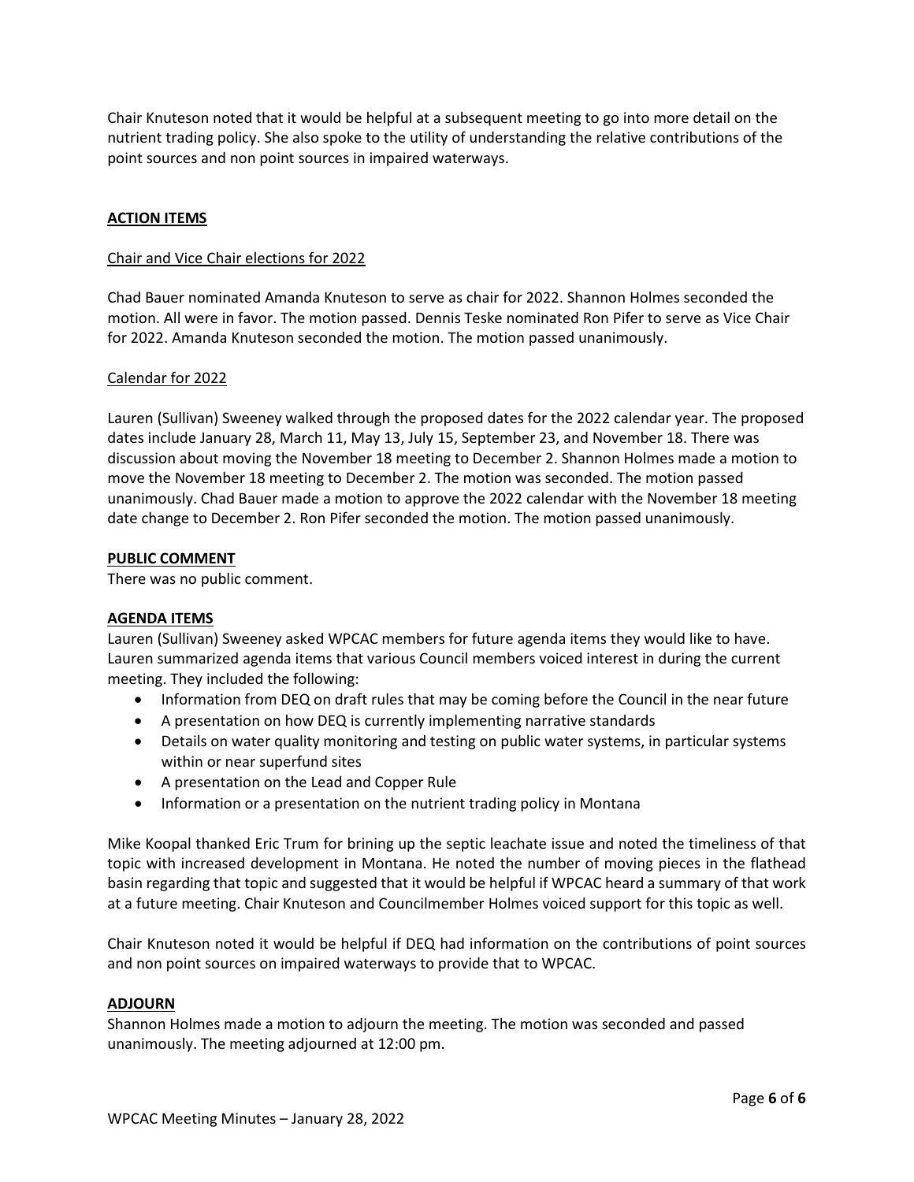Chair Knuteson noted that it would be helpful at a subsequent meeting to go into more detail on the nutrient trading policy. She also spoke to the utility of understanding the relative contributions of the point sources and non point sources in impaired waterways.

## ACTION ITEMS

### Chair and Vice Chair elections for 2022

Chad Bauer nominated Amanda Knuteson to serve as chair for 2022. Shannon Holmes seconded the motion. All were in favor. The motion passed. Dennis Teske nominated Ron Pifer to serve as Vice Chair for 2022. Amanda Knuteson seconded the motion. The motion passed unanimously.

### Calendar for 2022

Lauren (Sullivan) Sweeney walked through the proposed dates for the 2022 calendar year. The proposed dates include January 28, March 11, May 13, July 15, September 23, and November 18. There was discussion about moving the November 18 meeting to December 2. Shannon Holmes made a motion to move the November 18 meeting to December 2. The motion was seconded. The motion passed unanimously. Chad Bauer made a motion to approve the 2022 calendar with the November 18 meeting date change to December 2. Ron Pifer seconded the motion. The motion passed unanimously.

## PUBLIC COMMENT

There was no public comment.

## AGENDA ITEMS

Lauren (Sullivan) Sweeney asked WPCAC members for future agenda items they would like to have. Lauren summarized agenda items that various Council members voiced interest in during the current meeting. They included the following:

- Information from DEQ on draft rules that may be coming before the Council in the near future
- A presentation on how DEQ is currently implementing narrative standards
- Details on water quality monitoring and testing on public water systems, in particular systems within or near superfund sites
- A presentation on the Lead and Copper Rule
- Information or a presentation on the nutrient trading policy in Montana

Mike Koopal thanked Eric Trum for brining up the septic leachate issue and noted the timeliness of that topic with increased development in Montana. He noted the number of moving pieces in the flathead basin regarding that topic and suggested that it would be helpful if WPCAC heard a summary of that work at a future meeting. Chair Knuteson and Councilmember Holmes voiced support for this topic as well.

Chair Knuteson noted it would be helpful if DEQ had information on the contributions of point sources and non point sources on impaired waterways to provide that to WPCAC.

## ADJOURN

Shannon Holmes made a motion to adjourn the meeting. The motion was seconded and passed unanimously. The meeting adjourned at 12:00 pm.